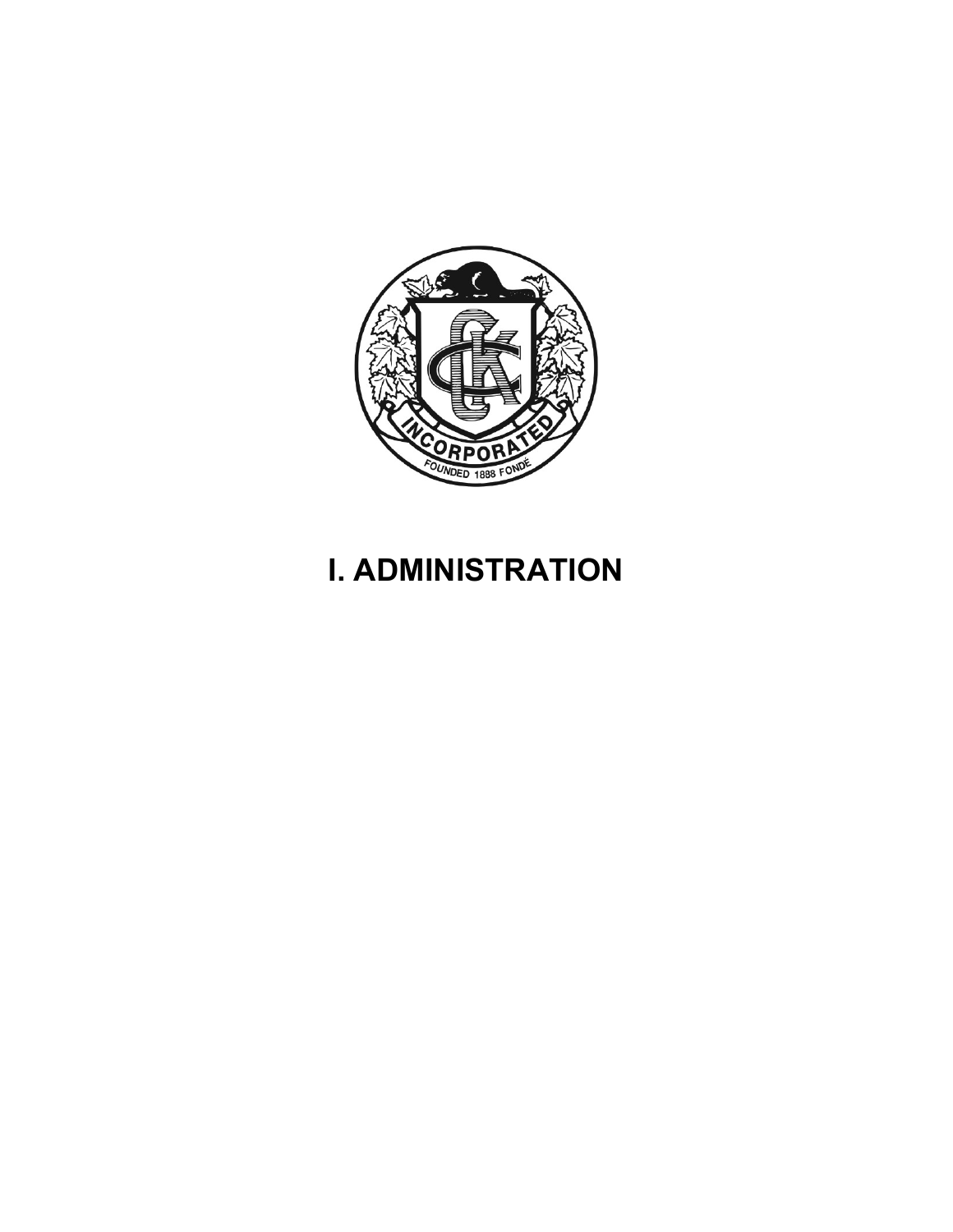# I. ADMINISTRATION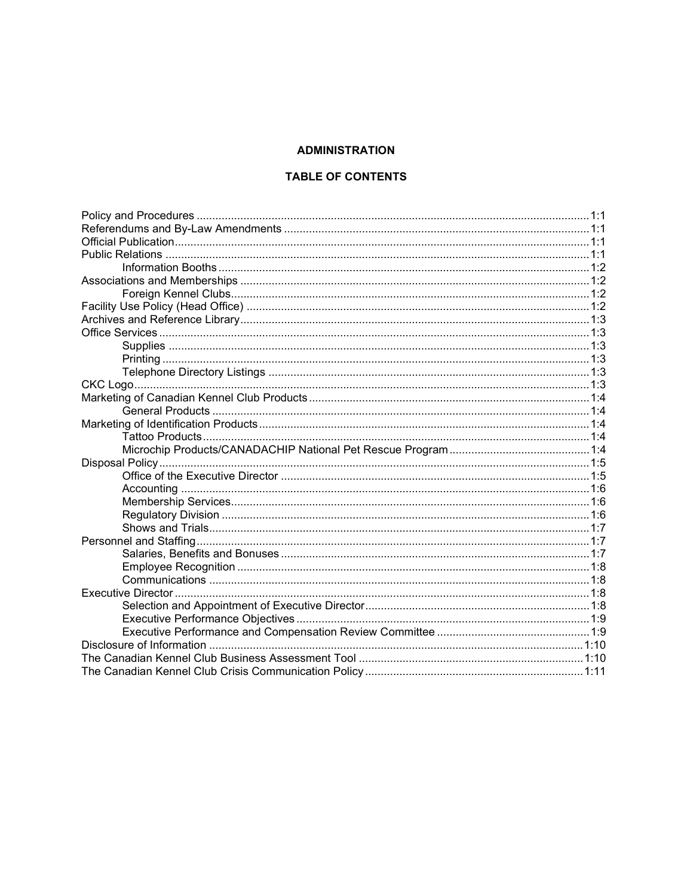# ADMINISTRATION

## TABLE OF CONTENTS

| | |
|---|---|
| Policy and Procedures | 1:1 |
| Referendums and By-Law Amendments | 1:1 |
| Official Publication | 1:1 |
| Public Relations | 1:1 |
| &nbsp;&nbsp;&nbsp;&nbsp;Information Booths | 1:2 |
| Associations and Memberships | 1:2 |
| &nbsp;&nbsp;&nbsp;&nbsp;Foreign Kennel Clubs | 1:2 |
| Facility Use Policy (Head Office) | 1:2 |
| Archives and Reference Library | 1:3 |
| Office Services | 1:3 |
| &nbsp;&nbsp;&nbsp;&nbsp;Supplies | 1:3 |
| &nbsp;&nbsp;&nbsp;&nbsp;Printing | 1:3 |
| &nbsp;&nbsp;&nbsp;&nbsp;Telephone Directory Listings | 1:3 |
| CKC Logo | 1:3 |
| Marketing of Canadian Kennel Club Products | 1:4 |
| &nbsp;&nbsp;&nbsp;&nbsp;General Products | 1:4 |
| Marketing of Identification Products | 1:4 |
| &nbsp;&nbsp;&nbsp;&nbsp;Tattoo Products | 1:4 |
| &nbsp;&nbsp;&nbsp;&nbsp;Microchip Products/CANADACHIP National Pet Rescue Program | 1:4 |
| Disposal Policy | 1:5 |
| &nbsp;&nbsp;&nbsp;&nbsp;Office of the Executive Director | 1:5 |
| &nbsp;&nbsp;&nbsp;&nbsp;Accounting | 1:6 |
| &nbsp;&nbsp;&nbsp;&nbsp;Membership Services | 1:6 |
| &nbsp;&nbsp;&nbsp;&nbsp;Regulatory Division | 1:6 |
| &nbsp;&nbsp;&nbsp;&nbsp;Shows and Trials | 1:7 |
| Personnel and Staffing | 1:7 |
| &nbsp;&nbsp;&nbsp;&nbsp;Salaries, Benefits and Bonuses | 1:7 |
| &nbsp;&nbsp;&nbsp;&nbsp;Employee Recognition | 1:8 |
| &nbsp;&nbsp;&nbsp;&nbsp;Communications | 1:8 |
| Executive Director | 1:8 |
| &nbsp;&nbsp;&nbsp;&nbsp;Selection and Appointment of Executive Director | 1:8 |
| &nbsp;&nbsp;&nbsp;&nbsp;Executive Performance Objectives | 1:9 |
| &nbsp;&nbsp;&nbsp;&nbsp;Executive Performance and Compensation Review Committee | 1:9 |
| Disclosure of Information | 1:10 |
| The Canadian Kennel Club Business Assessment Tool | 1:10 |
| The Canadian Kennel Club Crisis Communication Policy | 1:11 |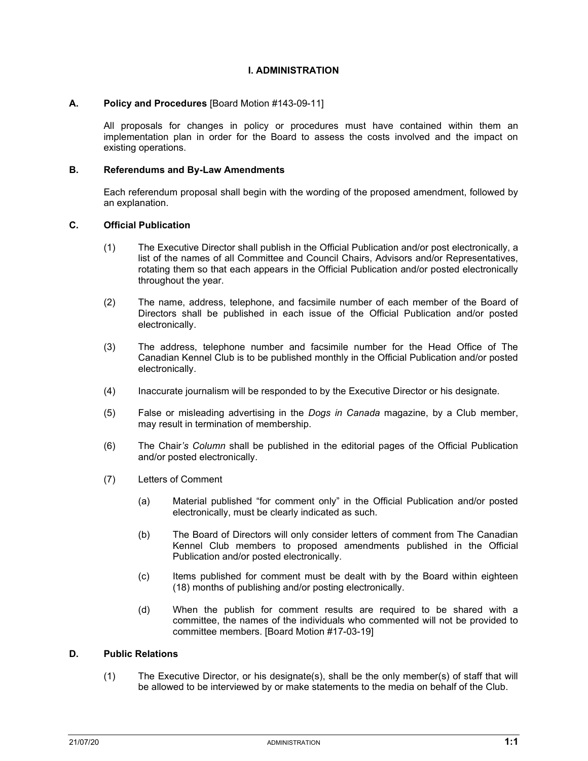# I. ADMINISTRATION

## A. Policy and Procedures [Board Motion #143-09-11]

All proposals for changes in policy or procedures must have contained within them an implementation plan in order for the Board to assess the costs involved and the impact on existing operations.

## B. Referendums and By-Law Amendments

Each referendum proposal shall begin with the wording of the proposed amendment, followed by an explanation.

## C. Official Publication

(1) The Executive Director shall publish in the Official Publication and/or post electronically, a list of the names of all Committee and Council Chairs, Advisors and/or Representatives, rotating them so that each appears in the Official Publication and/or posted electronically throughout the year.

(2) The name, address, telephone, and facsimile number of each member of the Board of Directors shall be published in each issue of the Official Publication and/or posted electronically.

(3) The address, telephone number and facsimile number for the Head Office of The Canadian Kennel Club is to be published monthly in the Official Publication and/or posted electronically.

(4) Inaccurate journalism will be responded to by the Executive Director or his designate.

(5) False or misleading advertising in the *Dogs in Canada* magazine, by a Club member, may result in termination of membership.

(6) The Chair*'s Column* shall be published in the editorial pages of the Official Publication and/or posted electronically.

(7) Letters of Comment

(a) Material published "for comment only" in the Official Publication and/or posted electronically, must be clearly indicated as such.

(b) The Board of Directors will only consider letters of comment from The Canadian Kennel Club members to proposed amendments published in the Official Publication and/or posted electronically.

(c) Items published for comment must be dealt with by the Board within eighteen (18) months of publishing and/or posting electronically.

(d) When the publish for comment results are required to be shared with a committee, the names of the individuals who commented will not be provided to committee members. [Board Motion #17-03-19]

## D. Public Relations

(1) The Executive Director, or his designate(s), shall be the only member(s) of staff that will be allowed to be interviewed by or make statements to the media on behalf of the Club.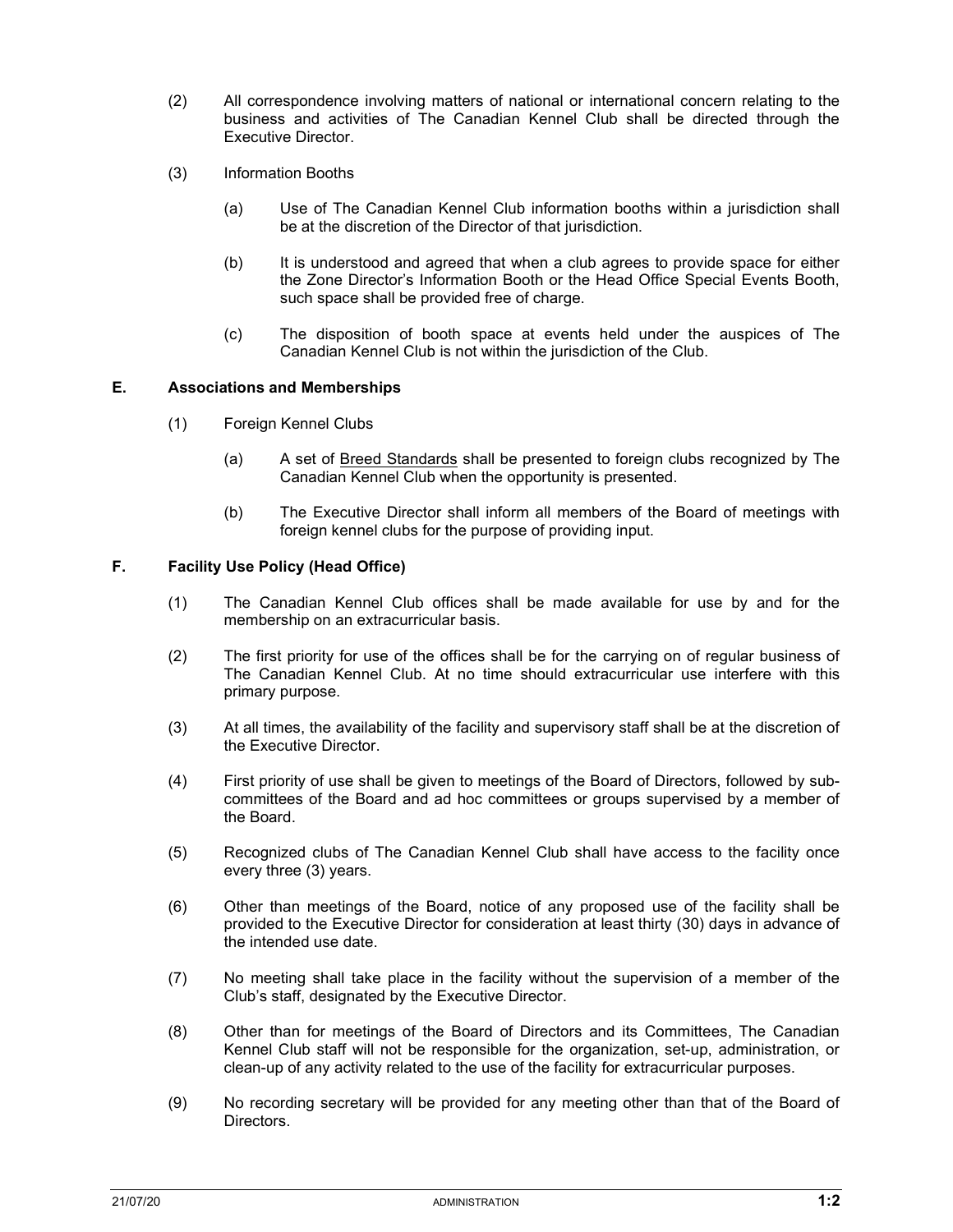(2) All correspondence involving matters of national or international concern relating to the business and activities of The Canadian Kennel Club shall be directed through the Executive Director.

(3) Information Booths

(a) Use of The Canadian Kennel Club information booths within a jurisdiction shall be at the discretion of the Director of that jurisdiction.

(b) It is understood and agreed that when a club agrees to provide space for either the Zone Director's Information Booth or the Head Office Special Events Booth, such space shall be provided free of charge.

(c) The disposition of booth space at events held under the auspices of The Canadian Kennel Club is not within the jurisdiction of the Club.

### E. Associations and Memberships

(1) Foreign Kennel Clubs

(a) A set of Breed Standards shall be presented to foreign clubs recognized by The Canadian Kennel Club when the opportunity is presented.

(b) The Executive Director shall inform all members of the Board of meetings with foreign kennel clubs for the purpose of providing input.

### F. Facility Use Policy (Head Office)

(1) The Canadian Kennel Club offices shall be made available for use by and for the membership on an extracurricular basis.

(2) The first priority for use of the offices shall be for the carrying on of regular business of The Canadian Kennel Club. At no time should extracurricular use interfere with this primary purpose.

(3) At all times, the availability of the facility and supervisory staff shall be at the discretion of the Executive Director.

(4) First priority of use shall be given to meetings of the Board of Directors, followed by sub-committees of the Board and ad hoc committees or groups supervised by a member of the Board.

(5) Recognized clubs of The Canadian Kennel Club shall have access to the facility once every three (3) years.

(6) Other than meetings of the Board, notice of any proposed use of the facility shall be provided to the Executive Director for consideration at least thirty (30) days in advance of the intended use date.

(7) No meeting shall take place in the facility without the supervision of a member of the Club's staff, designated by the Executive Director.

(8) Other than for meetings of the Board of Directors and its Committees, The Canadian Kennel Club staff will not be responsible for the organization, set-up, administration, or clean-up of any activity related to the use of the facility for extracurricular purposes.

(9) No recording secretary will be provided for any meeting other than that of the Board of Directors.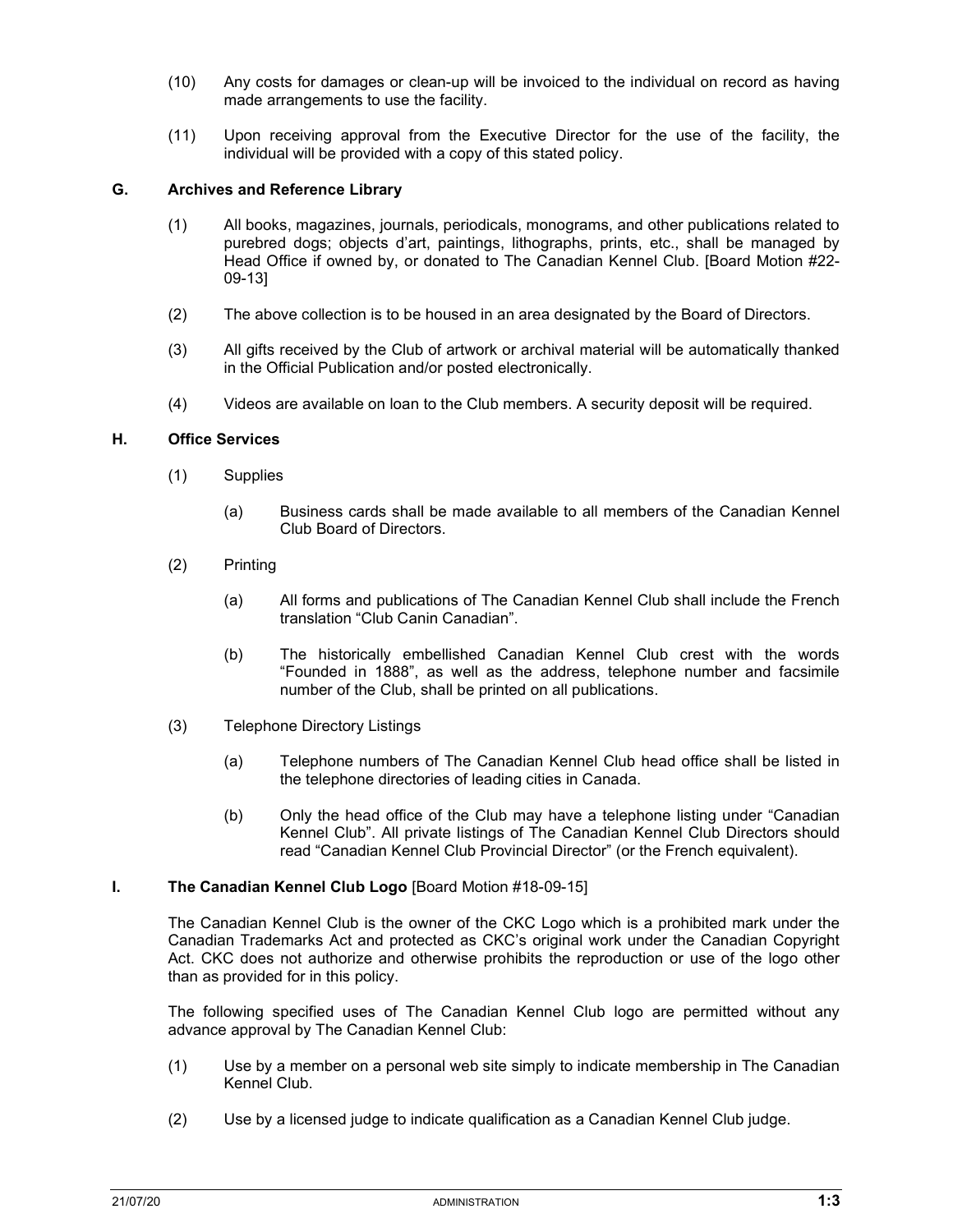(10) Any costs for damages or clean-up will be invoiced to the individual on record as having made arrangements to use the facility.

(11) Upon receiving approval from the Executive Director for the use of the facility, the individual will be provided with a copy of this stated policy.

### G. Archives and Reference Library

(1) All books, magazines, journals, periodicals, monograms, and other publications related to purebred dogs; objects d'art, paintings, lithographs, prints, etc., shall be managed by Head Office if owned by, or donated to The Canadian Kennel Club. [Board Motion #22-09-13]

(2) The above collection is to be housed in an area designated by the Board of Directors.

(3) All gifts received by the Club of artwork or archival material will be automatically thanked in the Official Publication and/or posted electronically.

(4) Videos are available on loan to the Club members. A security deposit will be required.

### H. Office Services

(1) Supplies

(a) Business cards shall be made available to all members of the Canadian Kennel Club Board of Directors.

(2) Printing

(a) All forms and publications of The Canadian Kennel Club shall include the French translation "Club Canin Canadian".

(b) The historically embellished Canadian Kennel Club crest with the words "Founded in 1888", as well as the address, telephone number and facsimile number of the Club, shall be printed on all publications.

(3) Telephone Directory Listings

(a) Telephone numbers of The Canadian Kennel Club head office shall be listed in the telephone directories of leading cities in Canada.

(b) Only the head office of the Club may have a telephone listing under "Canadian Kennel Club". All private listings of The Canadian Kennel Club Directors should read "Canadian Kennel Club Provincial Director" (or the French equivalent).

### I. The Canadian Kennel Club Logo [Board Motion #18-09-15]

The Canadian Kennel Club is the owner of the CKC Logo which is a prohibited mark under the Canadian Trademarks Act and protected as CKC's original work under the Canadian Copyright Act. CKC does not authorize and otherwise prohibits the reproduction or use of the logo other than as provided for in this policy.

The following specified uses of The Canadian Kennel Club logo are permitted without any advance approval by The Canadian Kennel Club:

(1) Use by a member on a personal web site simply to indicate membership in The Canadian Kennel Club.

(2) Use by a licensed judge to indicate qualification as a Canadian Kennel Club judge.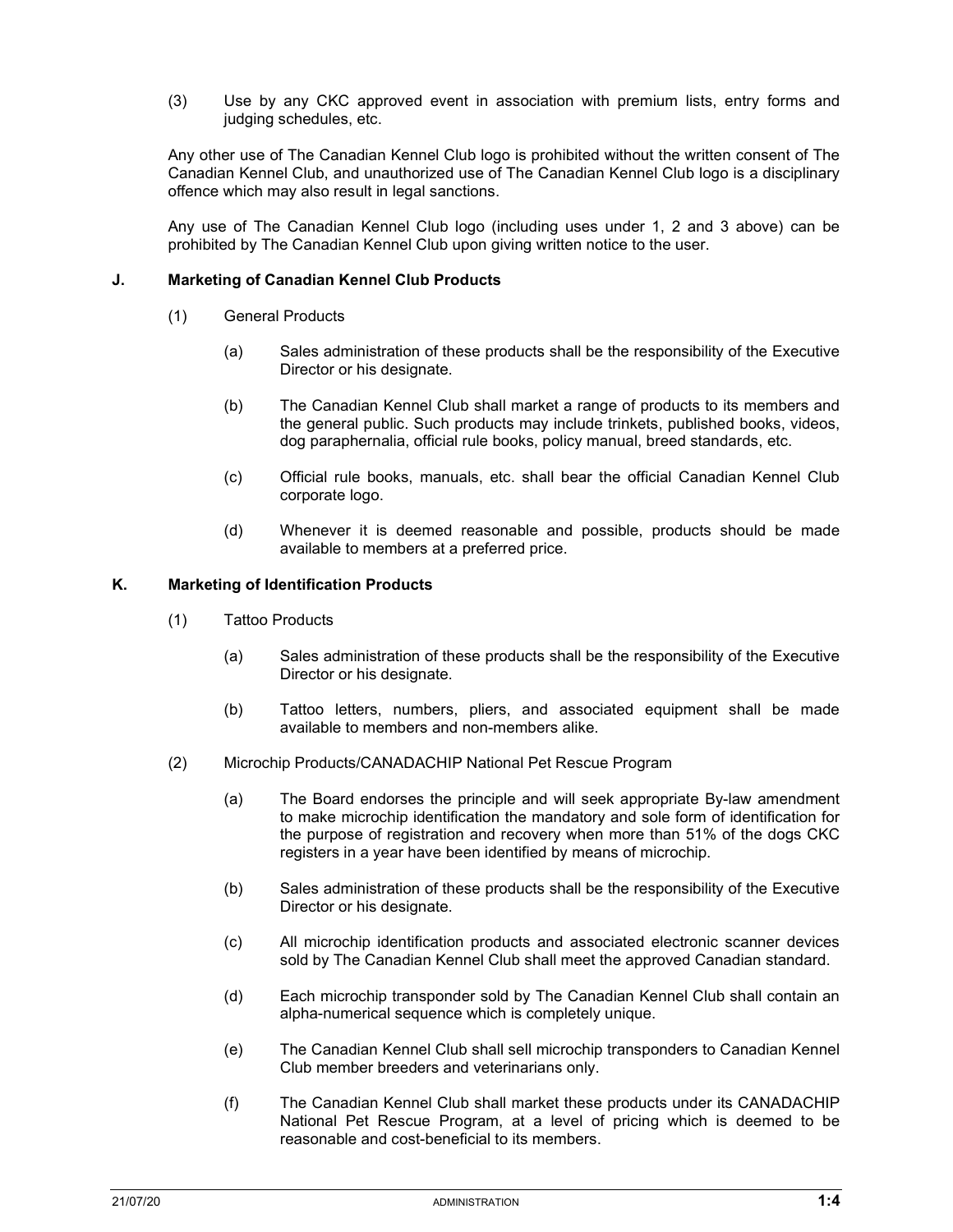(3) Use by any CKC approved event in association with premium lists, entry forms and judging schedules, etc.

Any other use of The Canadian Kennel Club logo is prohibited without the written consent of The Canadian Kennel Club, and unauthorized use of The Canadian Kennel Club logo is a disciplinary offence which may also result in legal sanctions.

Any use of The Canadian Kennel Club logo (including uses under 1, 2 and 3 above) can be prohibited by The Canadian Kennel Club upon giving written notice to the user.

### J. Marketing of Canadian Kennel Club Products

(1) General Products

(a) Sales administration of these products shall be the responsibility of the Executive Director or his designate.

(b) The Canadian Kennel Club shall market a range of products to its members and the general public. Such products may include trinkets, published books, videos, dog paraphernalia, official rule books, policy manual, breed standards, etc.

(c) Official rule books, manuals, etc. shall bear the official Canadian Kennel Club corporate logo.

(d) Whenever it is deemed reasonable and possible, products should be made available to members at a preferred price.

### K. Marketing of Identification Products

(1) Tattoo Products

(a) Sales administration of these products shall be the responsibility of the Executive Director or his designate.

(b) Tattoo letters, numbers, pliers, and associated equipment shall be made available to members and non-members alike.

(2) Microchip Products/CANADACHIP National Pet Rescue Program

(a) The Board endorses the principle and will seek appropriate By-law amendment to make microchip identification the mandatory and sole form of identification for the purpose of registration and recovery when more than 51% of the dogs CKC registers in a year have been identified by means of microchip.

(b) Sales administration of these products shall be the responsibility of the Executive Director or his designate.

(c) All microchip identification products and associated electronic scanner devices sold by The Canadian Kennel Club shall meet the approved Canadian standard.

(d) Each microchip transponder sold by The Canadian Kennel Club shall contain an alpha-numerical sequence which is completely unique.

(e) The Canadian Kennel Club shall sell microchip transponders to Canadian Kennel Club member breeders and veterinarians only.

(f) The Canadian Kennel Club shall market these products under its CANADACHIP National Pet Rescue Program, at a level of pricing which is deemed to be reasonable and cost-beneficial to its members.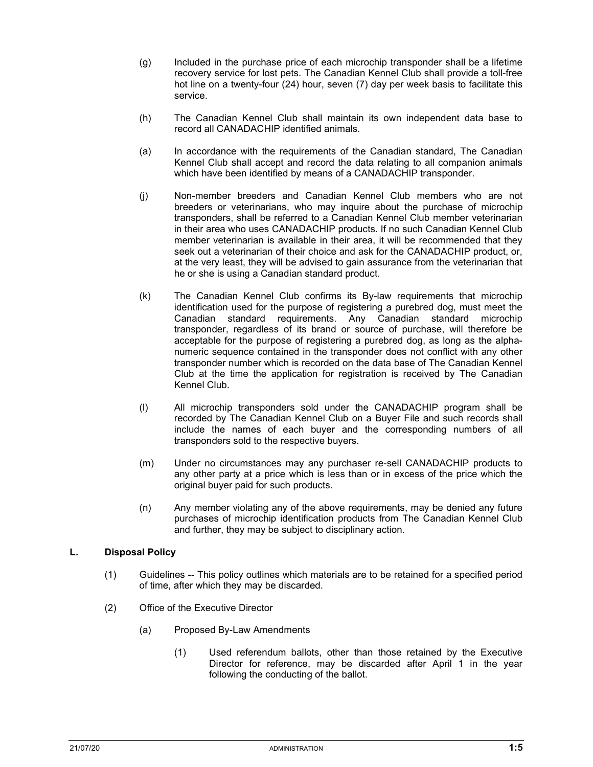(g) Included in the purchase price of each microchip transponder shall be a lifetime recovery service for lost pets. The Canadian Kennel Club shall provide a toll-free hot line on a twenty-four (24) hour, seven (7) day per week basis to facilitate this service.

(h) The Canadian Kennel Club shall maintain its own independent data base to record all CANADACHIP identified animals.

(a) In accordance with the requirements of the Canadian standard, The Canadian Kennel Club shall accept and record the data relating to all companion animals which have been identified by means of a CANADACHIP transponder.

(j) Non-member breeders and Canadian Kennel Club members who are not breeders or veterinarians, who may inquire about the purchase of microchip transponders, shall be referred to a Canadian Kennel Club member veterinarian in their area who uses CANADACHIP products. If no such Canadian Kennel Club member veterinarian is available in their area, it will be recommended that they seek out a veterinarian of their choice and ask for the CANADACHIP product, or, at the very least, they will be advised to gain assurance from the veterinarian that he or she is using a Canadian standard product.

(k) The Canadian Kennel Club confirms its By-law requirements that microchip identification used for the purpose of registering a purebred dog, must meet the Canadian standard requirements. Any Canadian standard microchip transponder, regardless of its brand or source of purchase, will therefore be acceptable for the purpose of registering a purebred dog, as long as the alpha-numeric sequence contained in the transponder does not conflict with any other transponder number which is recorded on the data base of The Canadian Kennel Club at the time the application for registration is received by The Canadian Kennel Club.

(l) All microchip transponders sold under the CANADACHIP program shall be recorded by The Canadian Kennel Club on a Buyer File and such records shall include the names of each buyer and the corresponding numbers of all transponders sold to the respective buyers.

(m) Under no circumstances may any purchaser re-sell CANADACHIP products to any other party at a price which is less than or in excess of the price which the original buyer paid for such products.

(n) Any member violating any of the above requirements, may be denied any future purchases of microchip identification products from The Canadian Kennel Club and further, they may be subject to disciplinary action.

## L. Disposal Policy

(1) Guidelines -- This policy outlines which materials are to be retained for a specified period of time, after which they may be discarded.

(2) Office of the Executive Director

(a) Proposed By-Law Amendments

(1) Used referendum ballots, other than those retained by the Executive Director for reference, may be discarded after April 1 in the year following the conducting of the ballot.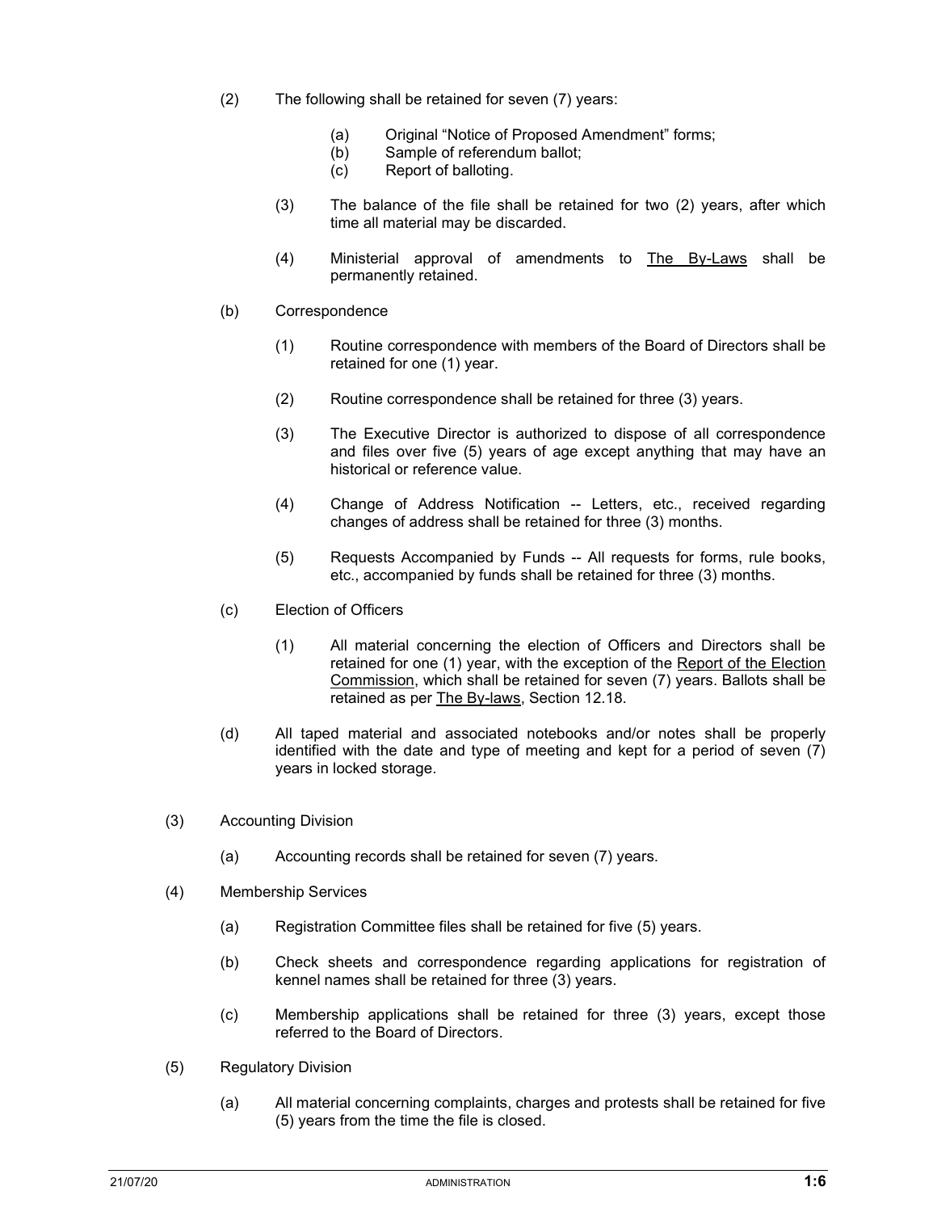(2) The following shall be retained for seven (7) years:

   (a) Original "Notice of Proposed Amendment" forms;
   (b) Sample of referendum ballot;
   (c) Report of balloting.

(3) The balance of the file shall be retained for two (2) years, after which time all material may be discarded.

(4) Ministerial approval of amendments to The By-Laws shall be permanently retained.

(b) Correspondence

   (1) Routine correspondence with members of the Board of Directors shall be retained for one (1) year.

   (2) Routine correspondence shall be retained for three (3) years.

   (3) The Executive Director is authorized to dispose of all correspondence and files over five (5) years of age except anything that may have an historical or reference value.

   (4) Change of Address Notification -- Letters, etc., received regarding changes of address shall be retained for three (3) months.

   (5) Requests Accompanied by Funds -- All requests for forms, rule books, etc., accompanied by funds shall be retained for three (3) months.

(c) Election of Officers

   (1) All material concerning the election of Officers and Directors shall be retained for one (1) year, with the exception of the Report of the Election Commission, which shall be retained for seven (7) years. Ballots shall be retained as per The By-laws, Section 12.18.

(d) All taped material and associated notebooks and/or notes shall be properly identified with the date and type of meeting and kept for a period of seven (7) years in locked storage.

(3) Accounting Division

   (a) Accounting records shall be retained for seven (7) years.

(4) Membership Services

   (a) Registration Committee files shall be retained for five (5) years.

   (b) Check sheets and correspondence regarding applications for registration of kennel names shall be retained for three (3) years.

   (c) Membership applications shall be retained for three (3) years, except those referred to the Board of Directors.

(5) Regulatory Division

   (a) All material concerning complaints, charges and protests shall be retained for five (5) years from the time the file is closed.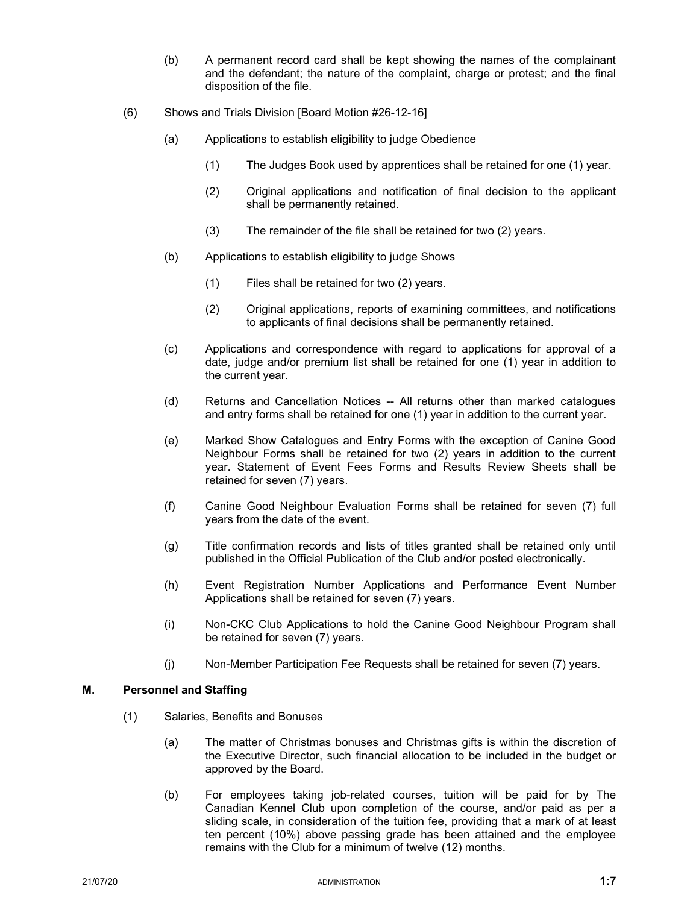(b) A permanent record card shall be kept showing the names of the complainant and the defendant; the nature of the complaint, charge or protest; and the final disposition of the file.

(6) Shows and Trials Division [Board Motion #26-12-16]

(a) Applications to establish eligibility to judge Obedience

(1) The Judges Book used by apprentices shall be retained for one (1) year.

(2) Original applications and notification of final decision to the applicant shall be permanently retained.

(3) The remainder of the file shall be retained for two (2) years.

(b) Applications to establish eligibility to judge Shows

(1) Files shall be retained for two (2) years.

(2) Original applications, reports of examining committees, and notifications to applicants of final decisions shall be permanently retained.

(c) Applications and correspondence with regard to applications for approval of a date, judge and/or premium list shall be retained for one (1) year in addition to the current year.

(d) Returns and Cancellation Notices -- All returns other than marked catalogues and entry forms shall be retained for one (1) year in addition to the current year.

(e) Marked Show Catalogues and Entry Forms with the exception of Canine Good Neighbour Forms shall be retained for two (2) years in addition to the current year. Statement of Event Fees Forms and Results Review Sheets shall be retained for seven (7) years.

(f) Canine Good Neighbour Evaluation Forms shall be retained for seven (7) full years from the date of the event.

(g) Title confirmation records and lists of titles granted shall be retained only until published in the Official Publication of the Club and/or posted electronically.

(h) Event Registration Number Applications and Performance Event Number Applications shall be retained for seven (7) years.

(i) Non-CKC Club Applications to hold the Canine Good Neighbour Program shall be retained for seven (7) years.

(j) Non-Member Participation Fee Requests shall be retained for seven (7) years.

## M. Personnel and Staffing

(1) Salaries, Benefits and Bonuses

(a) The matter of Christmas bonuses and Christmas gifts is within the discretion of the Executive Director, such financial allocation to be included in the budget or approved by the Board.

(b) For employees taking job-related courses, tuition will be paid for by The Canadian Kennel Club upon completion of the course, and/or paid as per a sliding scale, in consideration of the tuition fee, providing that a mark of at least ten percent (10%) above passing grade has been attained and the employee remains with the Club for a minimum of twelve (12) months.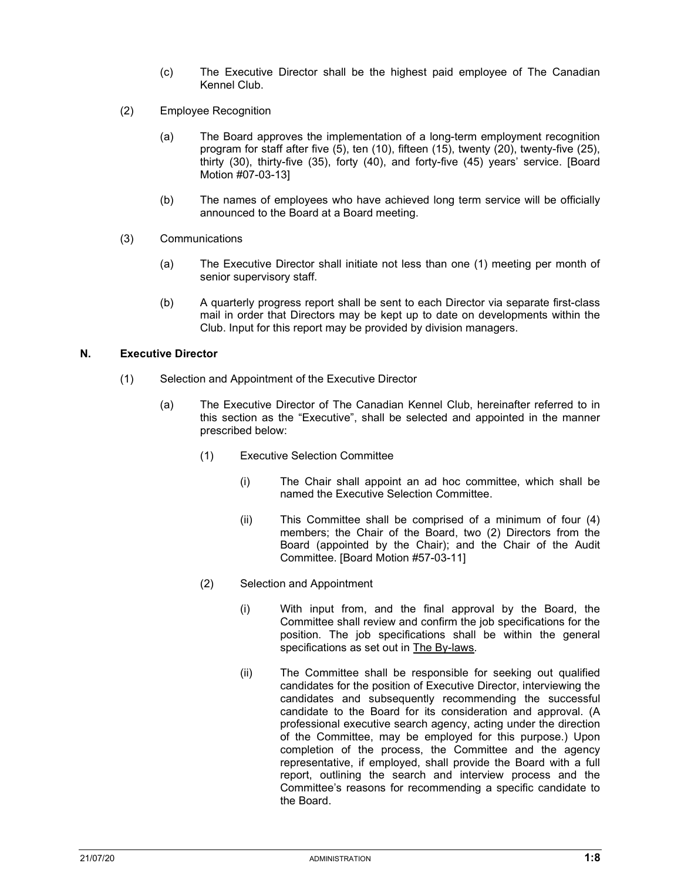(c) The Executive Director shall be the highest paid employee of The Canadian Kennel Club.

(2) Employee Recognition

(a) The Board approves the implementation of a long-term employment recognition program for staff after five (5), ten (10), fifteen (15), twenty (20), twenty-five (25), thirty (30), thirty-five (35), forty (40), and forty-five (45) years' service. [Board Motion #07-03-13]

(b) The names of employees who have achieved long term service will be officially announced to the Board at a Board meeting.

(3) Communications

(a) The Executive Director shall initiate not less than one (1) meeting per month of senior supervisory staff.

(b) A quarterly progress report shall be sent to each Director via separate first-class mail in order that Directors may be kept up to date on developments within the Club. Input for this report may be provided by division managers.

### N. Executive Director

(1) Selection and Appointment of the Executive Director

(a) The Executive Director of The Canadian Kennel Club, hereinafter referred to in this section as the "Executive", shall be selected and appointed in the manner prescribed below:

(1) Executive Selection Committee

(i) The Chair shall appoint an ad hoc committee, which shall be named the Executive Selection Committee.

(ii) This Committee shall be comprised of a minimum of four (4) members; the Chair of the Board, two (2) Directors from the Board (appointed by the Chair); and the Chair of the Audit Committee. [Board Motion #57-03-11]

(2) Selection and Appointment

(i) With input from, and the final approval by the Board, the Committee shall review and confirm the job specifications for the position. The job specifications shall be within the general specifications as set out in The By-laws.

(ii) The Committee shall be responsible for seeking out qualified candidates for the position of Executive Director, interviewing the candidates and subsequently recommending the successful candidate to the Board for its consideration and approval. (A professional executive search agency, acting under the direction of the Committee, may be employed for this purpose.) Upon completion of the process, the Committee and the agency representative, if employed, shall provide the Board with a full report, outlining the search and interview process and the Committee's reasons for recommending a specific candidate to the Board.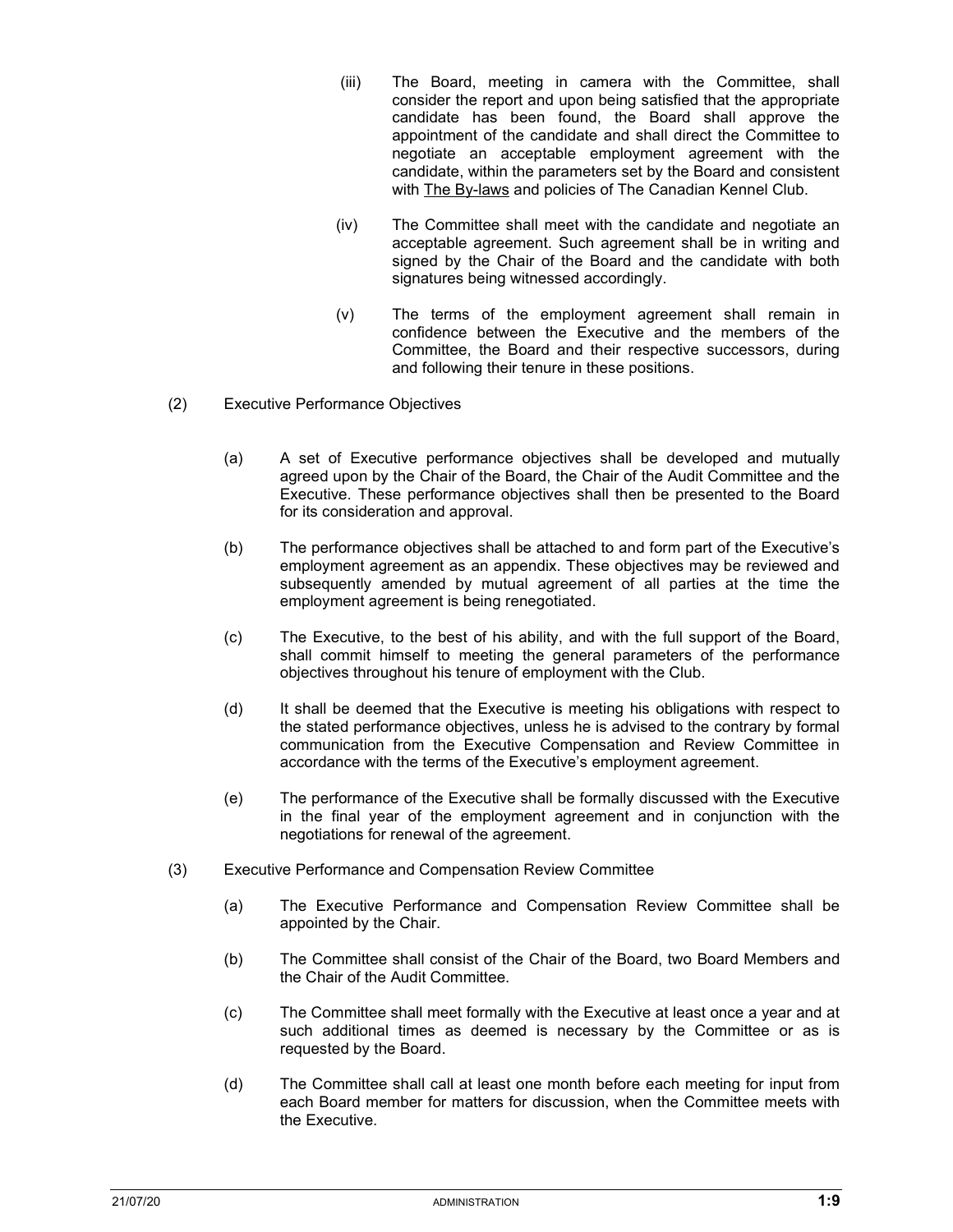(iii) The Board, meeting in camera with the Committee, shall consider the report and upon being satisfied that the appropriate candidate has been found, the Board shall approve the appointment of the candidate and shall direct the Committee to negotiate an acceptable employment agreement with the candidate, within the parameters set by the Board and consistent with The By-laws and policies of The Canadian Kennel Club.

(iv) The Committee shall meet with the candidate and negotiate an acceptable agreement. Such agreement shall be in writing and signed by the Chair of the Board and the candidate with both signatures being witnessed accordingly.

(v) The terms of the employment agreement shall remain in confidence between the Executive and the members of the Committee, the Board and their respective successors, during and following their tenure in these positions.

(2) Executive Performance Objectives

(a) A set of Executive performance objectives shall be developed and mutually agreed upon by the Chair of the Board, the Chair of the Audit Committee and the Executive. These performance objectives shall then be presented to the Board for its consideration and approval.

(b) The performance objectives shall be attached to and form part of the Executive's employment agreement as an appendix. These objectives may be reviewed and subsequently amended by mutual agreement of all parties at the time the employment agreement is being renegotiated.

(c) The Executive, to the best of his ability, and with the full support of the Board, shall commit himself to meeting the general parameters of the performance objectives throughout his tenure of employment with the Club.

(d) It shall be deemed that the Executive is meeting his obligations with respect to the stated performance objectives, unless he is advised to the contrary by formal communication from the Executive Compensation and Review Committee in accordance with the terms of the Executive's employment agreement.

(e) The performance of the Executive shall be formally discussed with the Executive in the final year of the employment agreement and in conjunction with the negotiations for renewal of the agreement.

(3) Executive Performance and Compensation Review Committee

(a) The Executive Performance and Compensation Review Committee shall be appointed by the Chair.

(b) The Committee shall consist of the Chair of the Board, two Board Members and the Chair of the Audit Committee.

(c) The Committee shall meet formally with the Executive at least once a year and at such additional times as deemed is necessary by the Committee or as is requested by the Board.

(d) The Committee shall call at least one month before each meeting for input from each Board member for matters for discussion, when the Committee meets with the Executive.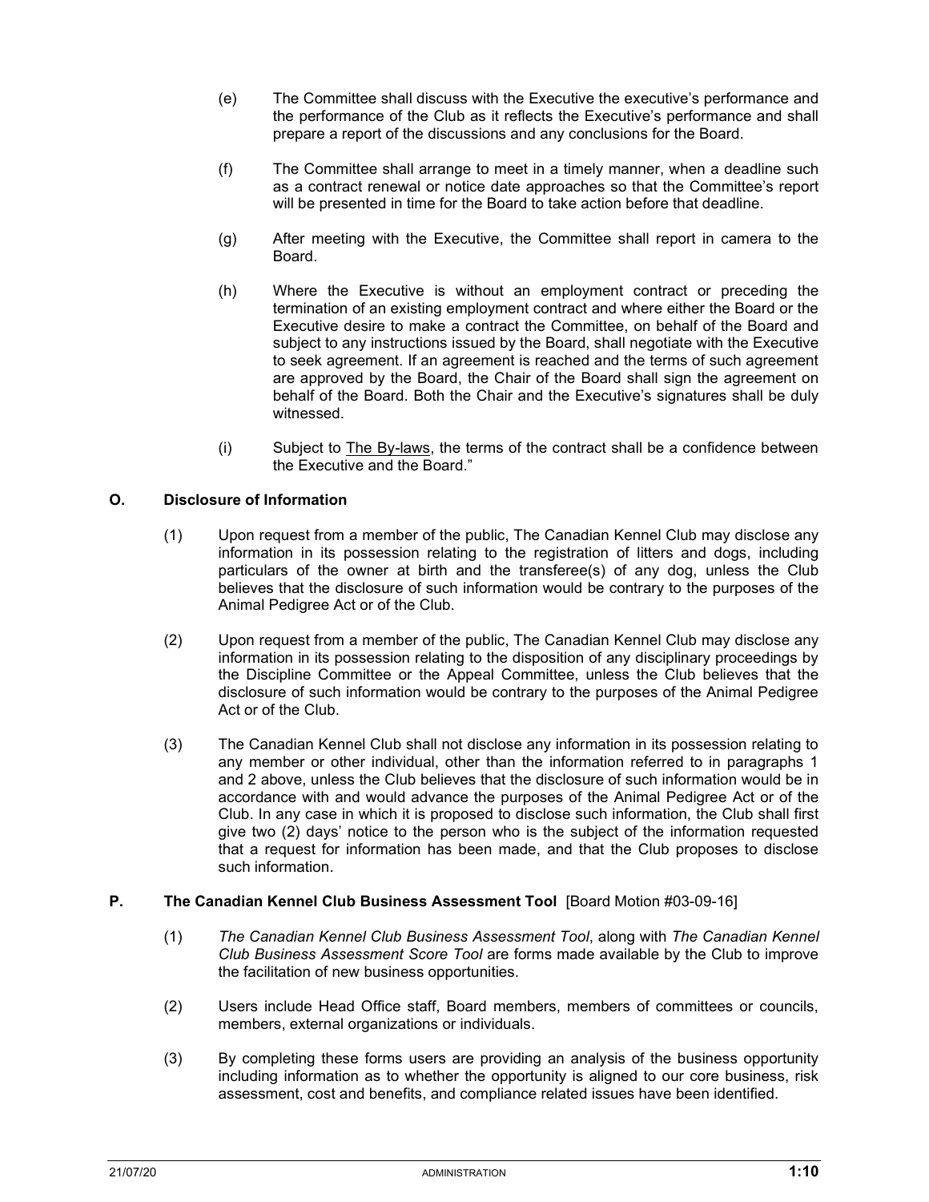(e) The Committee shall discuss with the Executive the executive's performance and the performance of the Club as it reflects the Executive's performance and shall prepare a report of the discussions and any conclusions for the Board.

(f) The Committee shall arrange to meet in a timely manner, when a deadline such as a contract renewal or notice date approaches so that the Committee's report will be presented in time for the Board to take action before that deadline.

(g) After meeting with the Executive, the Committee shall report in camera to the Board.

(h) Where the Executive is without an employment contract or preceding the termination of an existing employment contract and where either the Board or the Executive desire to make a contract the Committee, on behalf of the Board and subject to any instructions issued by the Board, shall negotiate with the Executive to seek agreement. If an agreement is reached and the terms of such agreement are approved by the Board, the Chair of the Board shall sign the agreement on behalf of the Board. Both the Chair and the Executive's signatures shall be duly witnessed.

(i) Subject to The By-laws, the terms of the contract shall be a confidence between the Executive and the Board."

## O. Disclosure of Information

(1) Upon request from a member of the public, The Canadian Kennel Club may disclose any information in its possession relating to the registration of litters and dogs, including particulars of the owner at birth and the transferee(s) of any dog, unless the Club believes that the disclosure of such information would be contrary to the purposes of the Animal Pedigree Act or of the Club.

(2) Upon request from a member of the public, The Canadian Kennel Club may disclose any information in its possession relating to the disposition of any disciplinary proceedings by the Discipline Committee or the Appeal Committee, unless the Club believes that the disclosure of such information would be contrary to the purposes of the Animal Pedigree Act or of the Club.

(3) The Canadian Kennel Club shall not disclose any information in its possession relating to any member or other individual, other than the information referred to in paragraphs 1 and 2 above, unless the Club believes that the disclosure of such information would be in accordance with and would advance the purposes of the Animal Pedigree Act or of the Club. In any case in which it is proposed to disclose such information, the Club shall first give two (2) days' notice to the person who is the subject of the information requested that a request for information has been made, and that the Club proposes to disclose such information.

## P. The Canadian Kennel Club Business Assessment Tool [Board Motion #03-09-16]

(1) *The Canadian Kennel Club Business Assessment Tool*, along with *The Canadian Kennel Club Business Assessment Score Tool* are forms made available by the Club to improve the facilitation of new business opportunities.

(2) Users include Head Office staff, Board members, members of committees or councils, members, external organizations or individuals.

(3) By completing these forms users are providing an analysis of the business opportunity including information as to whether the opportunity is aligned to our core business, risk assessment, cost and benefits, and compliance related issues have been identified.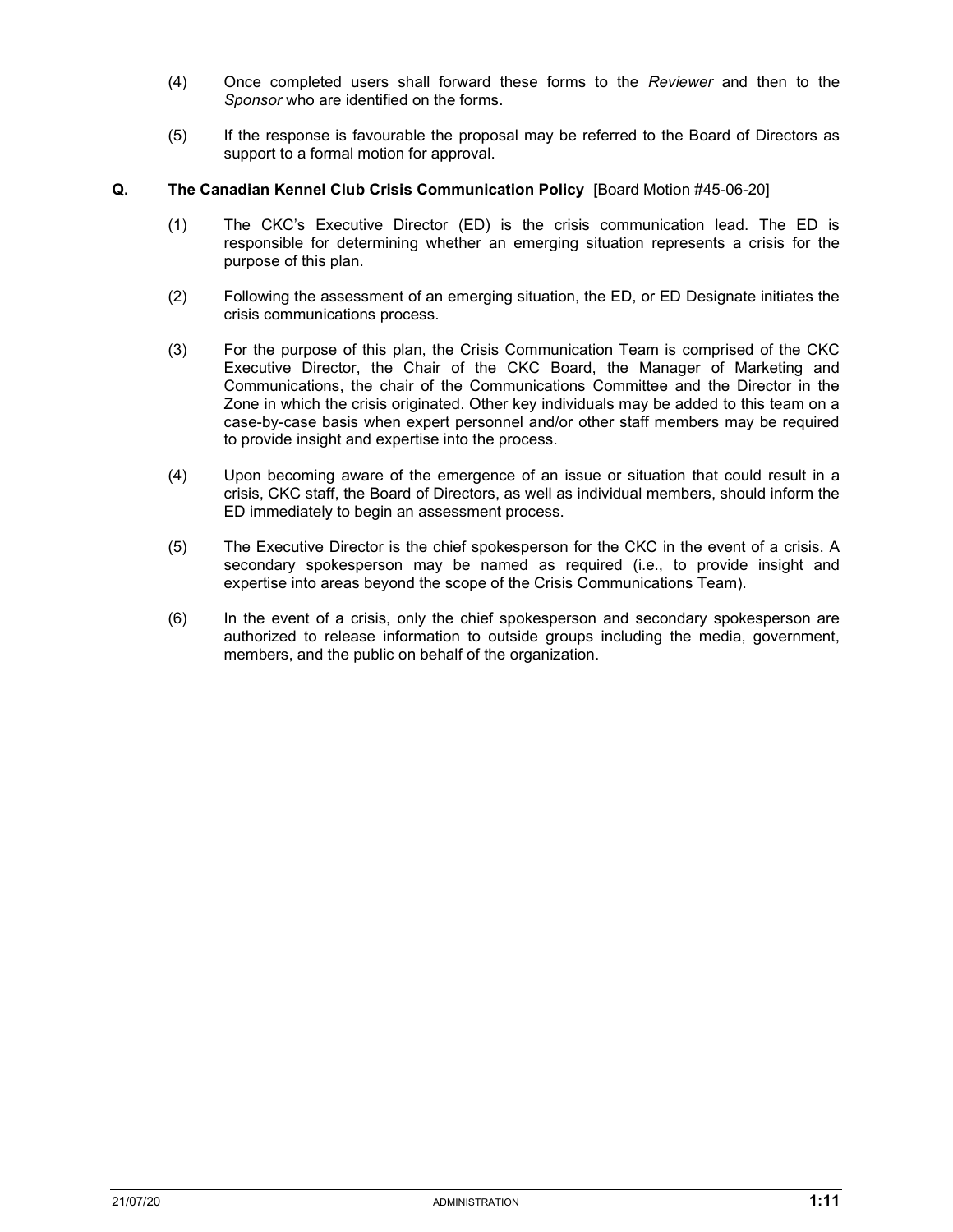(4) Once completed users shall forward these forms to the *Reviewer* and then to the *Sponsor* who are identified on the forms.

(5) If the response is favourable the proposal may be referred to the Board of Directors as support to a formal motion for approval.

**Q. The Canadian Kennel Club Crisis Communication Policy** [Board Motion #45-06-20]

(1) The CKC's Executive Director (ED) is the crisis communication lead. The ED is responsible for determining whether an emerging situation represents a crisis for the purpose of this plan.

(2) Following the assessment of an emerging situation, the ED, or ED Designate initiates the crisis communications process.

(3) For the purpose of this plan, the Crisis Communication Team is comprised of the CKC Executive Director, the Chair of the CKC Board, the Manager of Marketing and Communications, the chair of the Communications Committee and the Director in the Zone in which the crisis originated. Other key individuals may be added to this team on a case-by-case basis when expert personnel and/or other staff members may be required to provide insight and expertise into the process.

(4) Upon becoming aware of the emergence of an issue or situation that could result in a crisis, CKC staff, the Board of Directors, as well as individual members, should inform the ED immediately to begin an assessment process.

(5) The Executive Director is the chief spokesperson for the CKC in the event of a crisis. A secondary spokesperson may be named as required (i.e., to provide insight and expertise into areas beyond the scope of the Crisis Communications Team).

(6) In the event of a crisis, only the chief spokesperson and secondary spokesperson are authorized to release information to outside groups including the media, government, members, and the public on behalf of the organization.